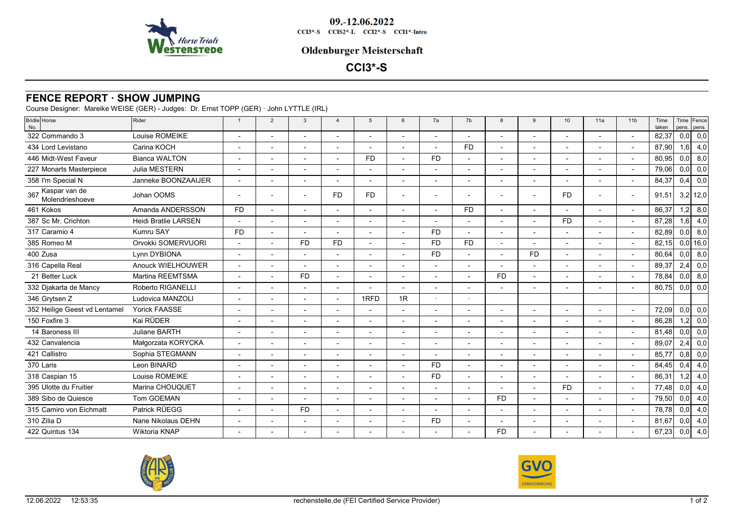09.-12.06.2022

CCI3*-S CCIS2*-L CCI2*-S CCI1*-Intro

**Oldenburger Meisterschaft**

## CCI3*-S

## FENCE REPORT · SHOW JUMPING

Course Designer: Mareike WEISE (GER) - Judges: Dr. Ernst TOPP (GER) · John LYTTLE (IRL)

| Bridle No. | Horse | Rider | 1 | 2 | 3 | 4 | 5 | 6 | 7a | 7b | 8 | 9 | 10 | 11a | 11b | Time taken | Time pens. | Fence pens. |
|---|---|---|---|---|---|---|---|---|---|---|---|---|---|---|---|---|---|---|
| 322 | Commando 3 | Louise ROMEIKE | - | - | - | - | - | - | - | - | - | - | - | - | - | 82,37 | 0,0 | 0,0 |
| 434 | Lord Levistano | Carina KOCH | - | - | - | - | - | - | - | FD | - | - | - | - | - | 87,90 | 1,6 | 4,0 |
| 446 | Midt-West Faveur | Bianca WALTON | - | - | - | - | FD | - | FD | - | - | - | - | - | - | 80,95 | 0,0 | 8,0 |
| 227 | Monarts Masterpiece | Julia MESTERN | - | - | - | - | - | - | - | - | - | - | - | - | - | 79,06 | 0,0 | 0,0 |
| 358 | I'm Special N | Janneke BOONZAAIJER | - | - | - | - | - | - | - | - | - | - | - | - | - | 84,37 | 0,4 | 0,0 |
| 367 | Kaspar van de Molendrieshoeve | Johan OOMS | - | - | - | FD | FD | - | - | - | - | - | FD | - | - | 91,51 | 3,2 | 12,0 |
| 461 | Kokos | Amanda ANDERSSON | FD | - | - | - | - | - | - | FD | - | - | - | - | - | 86,37 | 1,2 | 8,0 |
| 387 | Sc Mr. Crichton | Heidi Bratlie LARSEN | - | - | - | - | - | - | - | - | - | - | FD | - | - | 87,28 | 1,6 | 4,0 |
| 317 | Caramio 4 | Kumru SAY | FD | - | - | - | - | - | FD | - | - | - | - | - | - | 82,89 | 0,0 | 8,0 |
| 385 | Romeo M | Orvokki SOMERVUORI | - | - | FD | FD | - | - | FD | FD | - | - | - | - | - | 82,15 | 0,0 | 16,0 |
| 400 | Zusa | Lynn DYBIONA | - | - | - | - | - | - | FD | - | - | FD | - | - | - | 80,64 | 0,0 | 8,0 |
| 316 | Capella Real | Anouck WIELHOUWER | - | - | - | - | - | - | - | - | - | - | - | - | - | 89,37 | 2,4 | 0,0 |
| 21 | Better Luck | Martina REEMTSMA | - | - | FD | - | - | - | - | - | FD | - | - | - | - | 78,84 | 0,0 | 8,0 |
| 332 | Djakarta de Mancy | Roberto RIGANELLI | - | - | - | - | - | - | - | - | - | - | - | - | - | 80,75 | 0,0 | 0,0 |
| 346 | Grytsen Z | Ludovica MANZOLI | - | - | - | - | 1RFD | 1R | · | · | | | | | | | | |
| 352 | Heilige Geest vd Lentamel | Yorick FAASSE | - | - | - | - | - | - | - | - | - | - | - | - | - | 72,09 | 0,0 | 0,0 |
| 150 | Foxfire 3 | Kai RÜDER | - | - | - | - | - | - | - | - | - | - | - | - | - | 86,28 | 1,2 | 0,0 |
| 14 | Baroness III | Juliane BARTH | - | - | - | - | - | - | - | - | - | - | - | - | - | 81,48 | 0,0 | 0,0 |
| 432 | Canvalencia | Małgorzata KORYCKA | - | - | - | - | - | - | - | - | - | - | - | - | - | 89,07 | 2,4 | 0,0 |
| 421 | Callistro | Sophia STEGMANN | - | - | - | - | - | - | - | - | - | - | - | - | - | 85,77 | 0,8 | 0,0 |
| 370 | Laris | Leon BINARD | - | - | - | - | - | - | FD | - | - | - | - | - | - | 84,45 | 0,4 | 4,0 |
| 318 | Caspian 15 | Louise ROMEIKE | - | - | - | - | - | - | FD | - | - | - | - | - | - | 86,31 | 1,2 | 4,0 |
| 395 | Ulotte du Fruitier | Marina CHOUQUET | - | - | - | - | - | - | - | - | - | - | FD | - | - | 77,48 | 0,0 | 4,0 |
| 389 | Sibo de Quiesce | Tom GOEMAN | - | - | - | - | - | - | - | - | FD | - | - | - | - | 79,50 | 0,0 | 4,0 |
| 315 | Camiro von Eichmatt | Patrick RÜEGG | - | - | FD | - | - | - | - | - | - | - | - | - | - | 78,78 | 0,0 | 4,0 |
| 310 | Zilia D | Nane Nikolaus DEHN | - | - | - | - | - | - | FD | - | - | - | - | - | - | 81,67 | 0,0 | 4,0 |
| 422 | Quintus 134 | Wiktoria KNAP | - | - | - | - | - | - | - | - | FD | - | - | - | - | 67,23 | 0,0 | 4,0 |

12.06.2022 12:53:35 rechenstelle.de (FEI Certified Service Provider)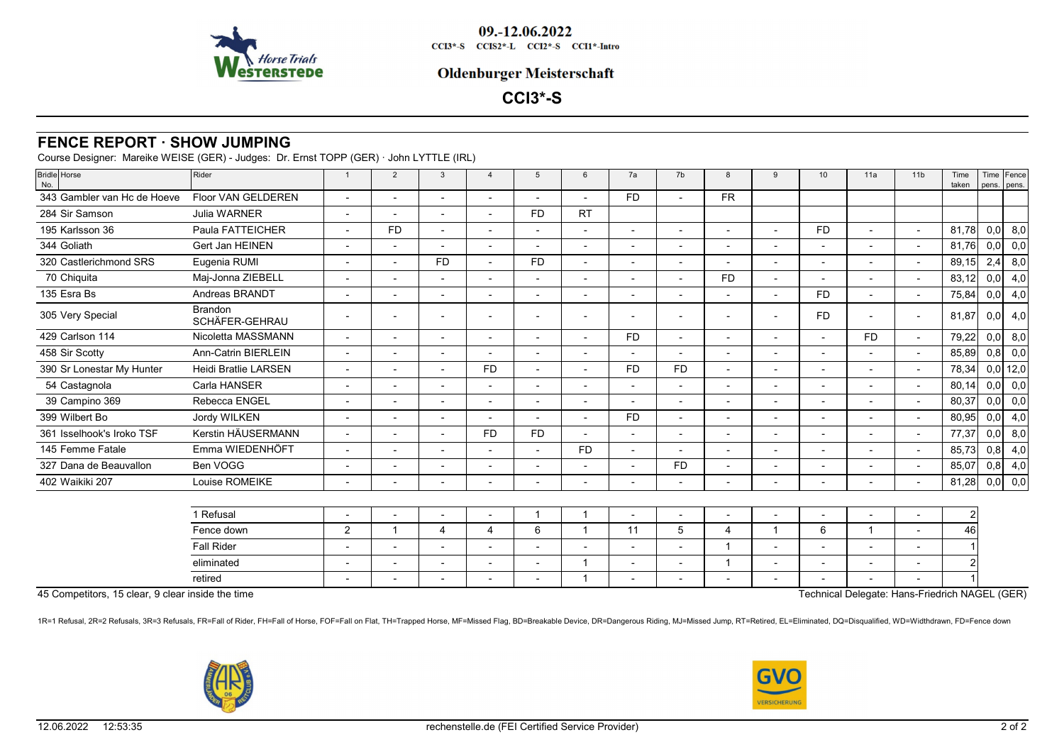09.-12.06.2022

CCI3*-S CCIS2*-L CCI2*-S CCI1*-Intro

**Oldenburger Meisterschaft**

# CCI3*-S

## FENCE REPORT · SHOW JUMPING

Course Designer: Mareike WEISE (GER) - Judges: Dr. Ernst TOPP (GER) · John LYTTLE (IRL)

| Bridle No. | Horse | Rider | 1 | 2 | 3 | 4 | 5 | 6 | 7a | 7b | 8 | 9 | 10 | 11a | 11b | Time taken | Time pens. | Fence pens. |
|---|---|---|---|---|---|---|---|---|---|---|---|---|---|---|---|---|---|---|
| 343 | Gambler van Hc de Hoeve | Floor VAN GELDEREN | - | - | - | - | - | - | FD | - | FR | | | | | | | |
| 284 | Sir Samson | Julia WARNER | - | - | - | - | FD | RT | | | | | | | | | | |
| 195 | Karlsson 36 | Paula FATTEICHER | - | FD | - | - | - | - | - | - | - | - | FD | - | - | 81,78 | 0,0 | 8,0 |
| 344 | Goliath | Gert Jan HEINEN | - | - | - | - | - | - | - | - | - | - | - | - | - | 81,76 | 0,0 | 0,0 |
| 320 | Castlerichmond SRS | Eugenia RUMI | - | - | FD | - | FD | - | - | - | - | - | - | - | - | 89,15 | 2,4 | 8,0 |
| 70 | Chiquita | Maj-Jonna ZIEBELL | - | - | - | - | - | - | - | - | FD | - | - | - | - | 83,12 | 0,0 | 4,0 |
| 135 | Esra Bs | Andreas BRANDT | - | - | - | - | - | - | - | - | - | - | FD | - | - | 75,84 | 0,0 | 4,0 |
| 305 | Very Special | Brandon SCHÄFER-GEHRAU | - | - | - | - | - | - | - | - | - | - | FD | - | - | 81,87 | 0,0 | 4,0 |
| 429 | Carlson 114 | Nicoletta MASSMANN | - | - | - | - | - | - | FD | - | - | - | - | FD | - | 79,22 | 0,0 | 8,0 |
| 458 | Sir Scotty | Ann-Catrin BIERLEIN | - | - | - | - | - | - | - | - | - | - | - | - | - | 85,89 | 0,8 | 0,0 |
| 390 | Sr Lonestar My Hunter | Heidi Bratlie LARSEN | - | - | - | FD | - | - | FD | FD | - | - | - | - | - | 78,34 | 0,0 | 12,0 |
| 54 | Castagnola | Carla HANSER | - | - | - | - | - | - | - | - | - | - | - | - | - | 80,14 | 0,0 | 0,0 |
| 39 | Campino 369 | Rebecca ENGEL | - | - | - | - | - | - | - | - | - | - | - | - | - | 80,37 | 0,0 | 0,0 |
| 399 | Wilbert Bo | Jordy WILKEN | - | - | - | - | - | - | FD | - | - | - | - | - | - | 80,95 | 0,0 | 4,0 |
| 361 | Isselhook's Iroko TSF | Kerstin HÄUSERMANN | - | - | - | FD | FD | - | - | - | - | - | - | - | - | 77,37 | 0,0 | 8,0 |
| 145 | Femme Fatale | Emma WIEDENHÖFT | - | - | - | - | - | FD | - | - | - | - | - | - | - | 85,73 | 0,8 | 4,0 |
| 327 | Dana de Beauvallon | Ben VOGG | - | - | - | - | - | - | - | FD | - | - | - | - | - | 85,07 | 0,8 | 4,0 |
| 402 | Waikiki 207 | Louise ROMEIKE | - | - | - | - | - | - | - | - | - | - | - | - | - | 81,28 | 0,0 | 0,0 |

| | 1 | 2 | 3 | 4 | 5 | 6 | 7a | 7b | 8 | 9 | 10 | 11a | 11b | Total |
|---|---|---|---|---|---|---|---|---|---|---|---|---|---|---|
| 1 Refusal | - | - | - | - | 1 | 1 | - | - | - | - | - | - | - | 2 |
| Fence down | 2 | 1 | 4 | 4 | 6 | 1 | 11 | 5 | 4 | 1 | 6 | 1 | - | 46 |
| Fall Rider | - | - | - | - | - | - | - | - | 1 | - | - | - | - | 1 |
| eliminated | - | - | - | - | - | 1 | - | - | 1 | - | - | - | - | 2 |
| retired | - | - | - | - | - | 1 | - | - | - | - | - | - | - | 1 |

45 Competitors, 15 clear, 9 clear inside the time

Technical Delegate: Hans-Friedrich NAGEL (GER)

1R=1 Refusal, 2R=2 Refusals, 3R=3 Refusals, FR=Fall of Rider, FH=Fall of Horse, FOF=Fall on Flat, TH=Trapped Horse, MF=Missed Flag, BD=Breakable Device, DR=Dangerous Riding, MJ=Missed Jump, RT=Retired, EL=Eliminated, DQ=Disqualified, WD=Widthdrawn, FD=Fence down

12.06.2022 12:53:35 rechenstelle.de (FEI Certified Service Provider)